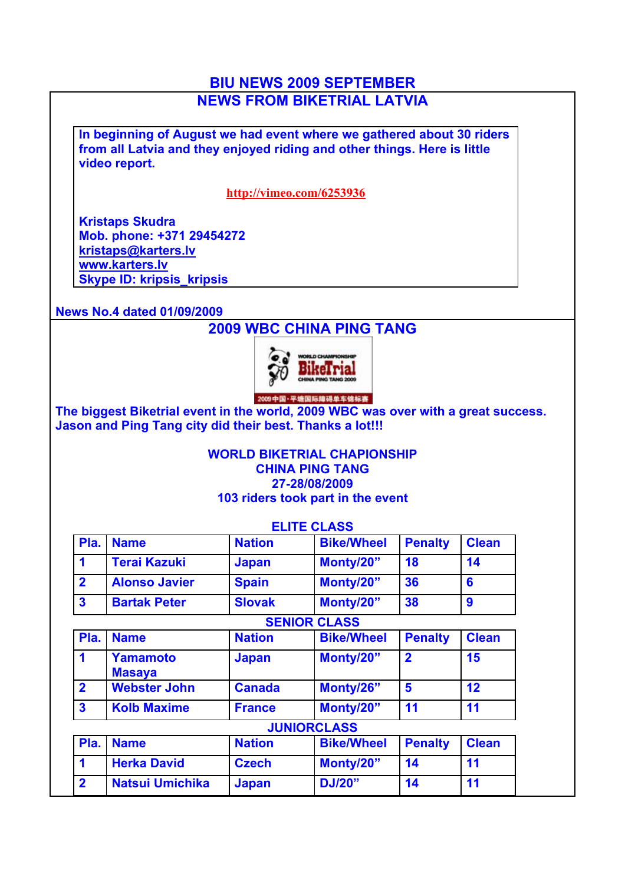# BIU NEWS 2009 SEPTEMBER

## NEWS FROM BIKETRIAL LATVIA

**In beginning of August we had event where we gathered about 30 riders from all Latvia and they enjoyed riding and other things. Here is little video report.**

http://vimeo.com/6253936

**Kristaps Skudra**
**Mob. phone: +371 29454272**
**kristaps@karters.lv**
**www.karters.lv**
**Skype ID: kripsis_kripsis**

**News No.4 dated 01/09/2009**

## 2009 WBC CHINA PING TANG

**The biggest Biketrial event in the world, 2009 WBC was over with a great success. Jason and Ping Tang city did their best. Thanks a lot!!!**

**WORLD BIKETRIAL CHAPIONSHIP**
**CHINA PING TANG**
**27-28/08/2009**
**103 riders took part in the event**

### ELITE CLASS

| Pla. | Name | Nation | Bike/Wheel | Penalty | Clean |
|---|---|---|---|---|---|
| 1 | Terai Kazuki | Japan | Monty/20” | 18 | 14 |
| 2 | Alonso Javier | Spain | Monty/20” | 36 | 6 |
| 3 | Bartak Peter | Slovak | Monty/20” | 38 | 9 |

### SENIOR CLASS

| Pla. | Name | Nation | Bike/Wheel | Penalty | Clean |
|---|---|---|---|---|---|
| 1 | Yamamoto Masaya | Japan | Monty/20” | 2 | 15 |
| 2 | Webster John | Canada | Monty/26” | 5 | 12 |
| 3 | Kolb Maxime | France | Monty/20” | 11 | 11 |

### JUNIORCLASS

| Pla. | Name | Nation | Bike/Wheel | Penalty | Clean |
|---|---|---|---|---|---|
| 1 | Herka David | Czech | Monty/20” | 14 | 11 |
| 2 | Natsui Umichika | Japan | DJ/20” | 14 | 11 |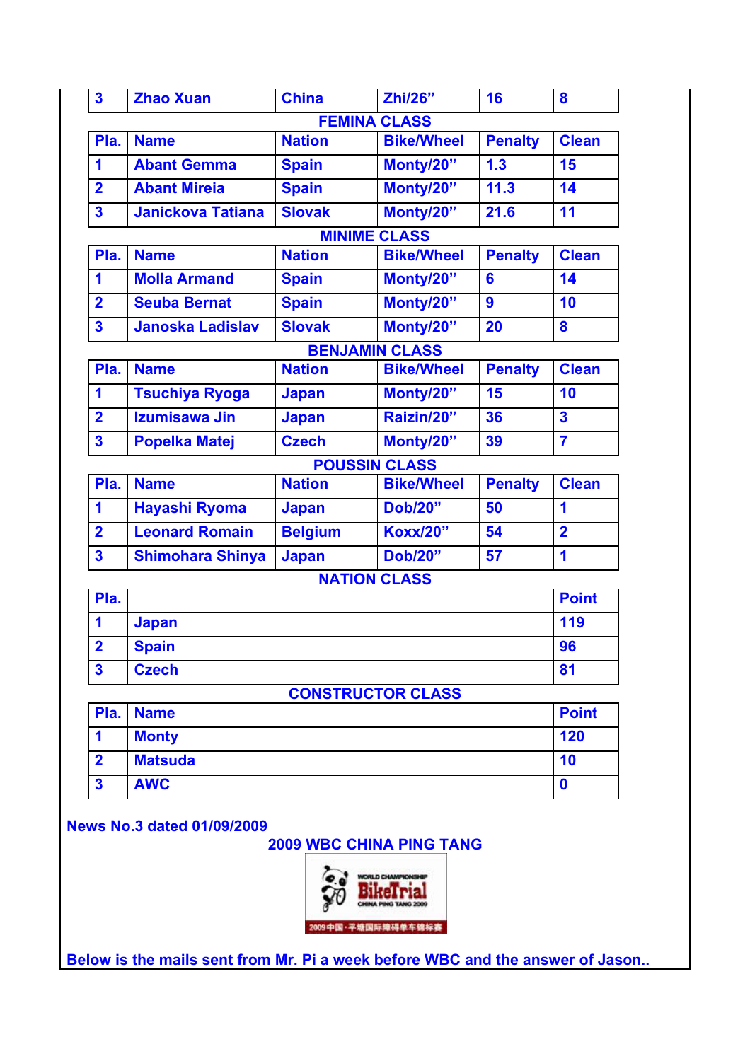| 3 | Zhao Xuan | China | Zhi/26” | 16 | 8 |
|---|---|---|---|---|---|

**FEMINA CLASS**

| Pla. | Name | Nation | Bike/Wheel | Penalty | Clean |
|---|---|---|---|---|---|
| 1 | Abant Gemma | Spain | Monty/20” | 1.3 | 15 |
| 2 | Abant Mireia | Spain | Monty/20” | 11.3 | 14 |
| 3 | Janickova Tatiana | Slovak | Monty/20” | 21.6 | 11 |

**MINIME CLASS**

| Pla. | Name | Nation | Bike/Wheel | Penalty | Clean |
|---|---|---|---|---|---|
| 1 | Molla Armand | Spain | Monty/20” | 6 | 14 |
| 2 | Seuba Bernat | Spain | Monty/20” | 9 | 10 |
| 3 | Janoska Ladislav | Slovak | Monty/20” | 20 | 8 |

**BENJAMIN CLASS**

| Pla. | Name | Nation | Bike/Wheel | Penalty | Clean |
|---|---|---|---|---|---|
| 1 | Tsuchiya Ryoga | Japan | Monty/20” | 15 | 10 |
| 2 | Izumisawa Jin | Japan | Raizin/20” | 36 | 3 |
| 3 | Popelka Matej | Czech | Monty/20” | 39 | 7 |

**POUSSIN CLASS**

| Pla. | Name | Nation | Bike/Wheel | Penalty | Clean |
|---|---|---|---|---|---|
| 1 | Hayashi Ryoma | Japan | Dob/20” | 50 | 1 |
| 2 | Leonard Romain | Belgium | Koxx/20” | 54 | 2 |
| 3 | Shimohara Shinya | Japan | Dob/20” | 57 | 1 |

**NATION CLASS**

| Pla. | | Point |
|---|---|---|
| 1 | Japan | 119 |
| 2 | Spain | 96 |
| 3 | Czech | 81 |

**CONSTRUCTOR CLASS**

| Pla. | Name | Point |
|---|---|---|
| 1 | Monty | 120 |
| 2 | Matsuda | 10 |
| 3 | AWC | 0 |

**News No.3 dated 01/09/2009**

**2009 WBC CHINA PING TANG**

**Below is the mails sent from Mr. Pi a week before WBC and the answer of Jason..**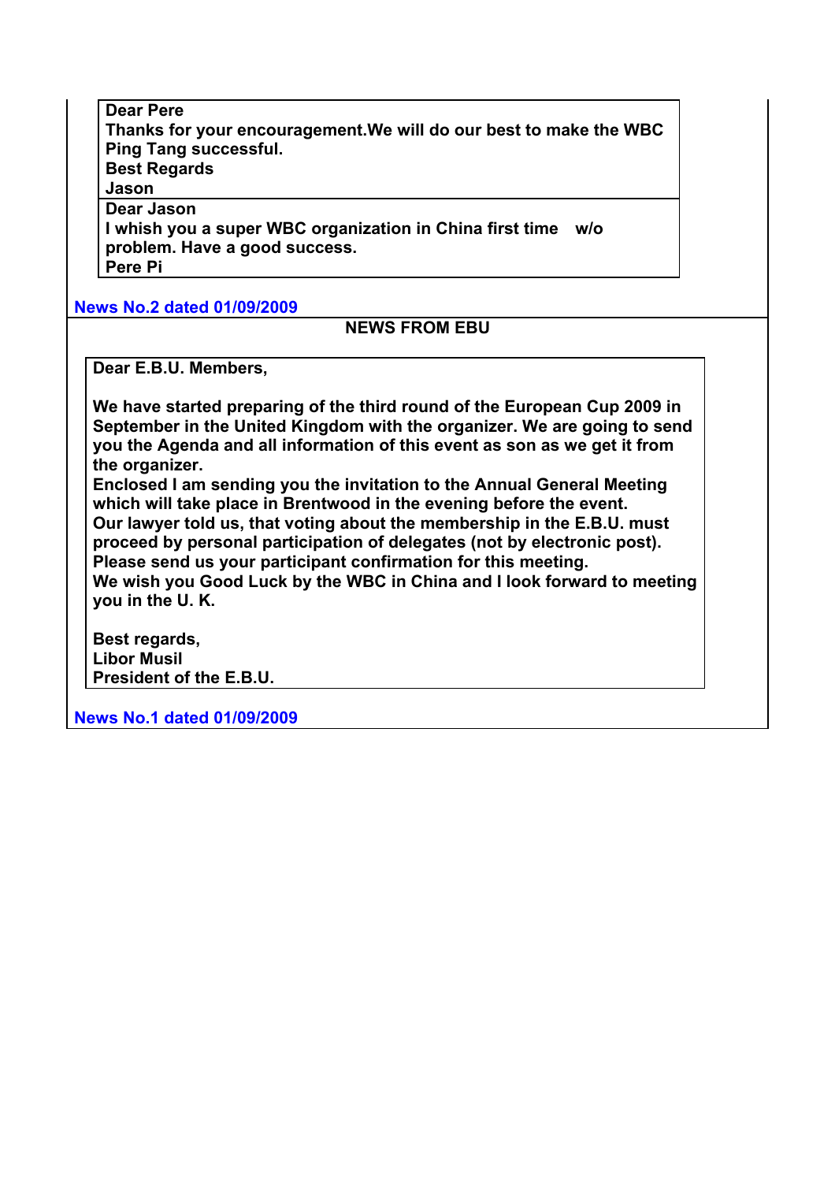**Dear Pere**
**Thanks for your encouragement.We will do our best to make the WBC Ping Tang successful.**
**Best Regards**
**Jason**

**Dear Jason**
**I whish you a super WBC organization in China first time w/o problem. Have a good success.**
**Pere Pi**

**News No.2 dated 01/09/2009**

## NEWS FROM EBU

**Dear E.B.U. Members,**

**We have started preparing of the third round of the European Cup 2009 in September in the United Kingdom with the organizer. We are going to send you the Agenda and all information of this event as son as we get it from the organizer.**
**Enclosed I am sending you the invitation to the Annual General Meeting which will take place in Brentwood in the evening before the event.**
**Our lawyer told us, that voting about the membership in the E.B.U. must proceed by personal participation of delegates (not by electronic post).**
**Please send us your participant confirmation for this meeting.**
**We wish you Good Luck by the WBC in China and I look forward to meeting you in the U. K.**

**Best regards,**
**Libor Musil**
**President of the E.B.U.**

**News No.1 dated 01/09/2009**